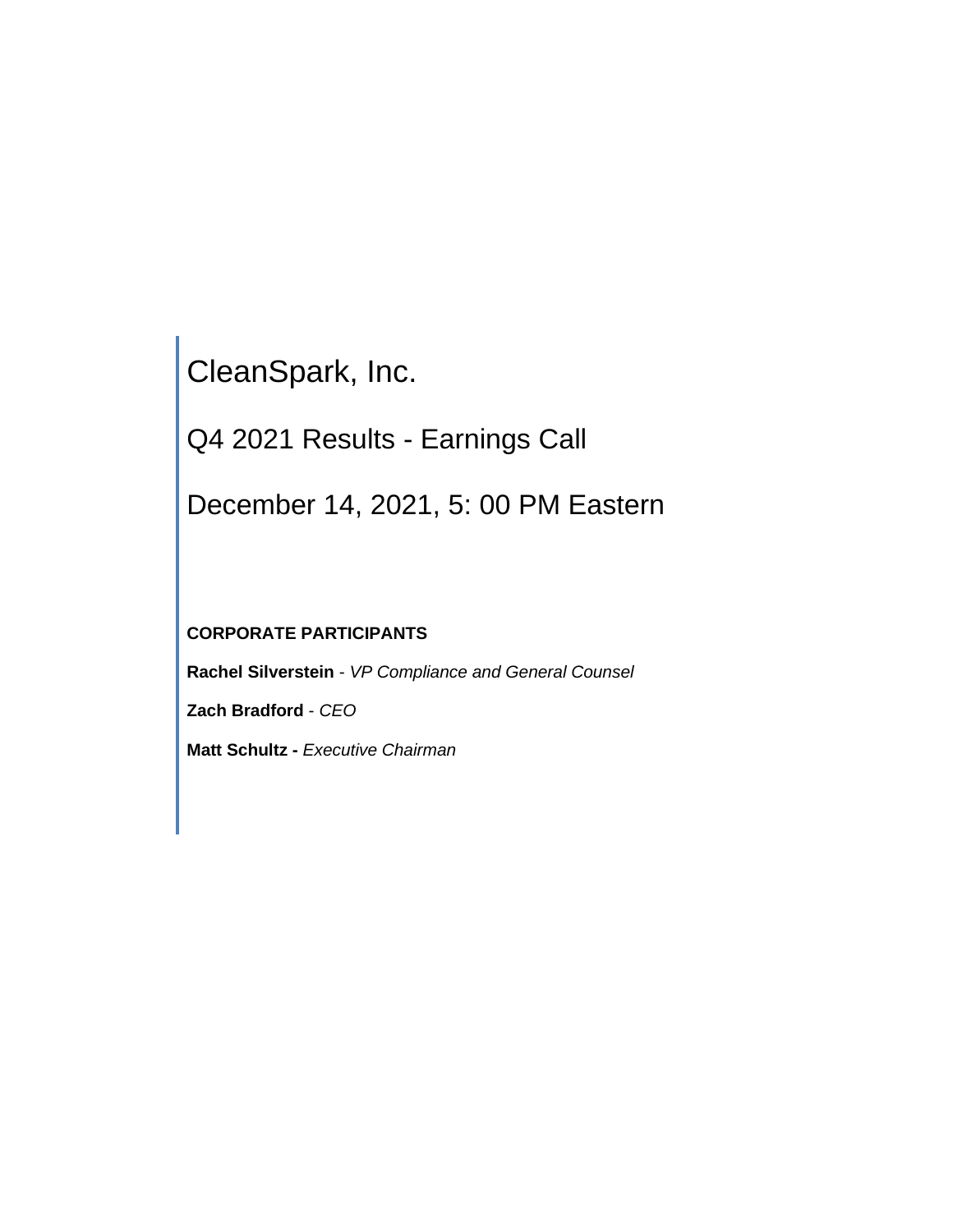# CleanSpark, Inc.

## Q4 2021 Results - Earnings Call

## December 14, 2021, 5: 00 PM Eastern

**CORPORATE PARTICIPANTS**

**Rachel Silverstein** - *VP Compliance and General Counsel*

**Zach Bradford** - *CEO*

**Matt Schultz -** *Executive Chairman*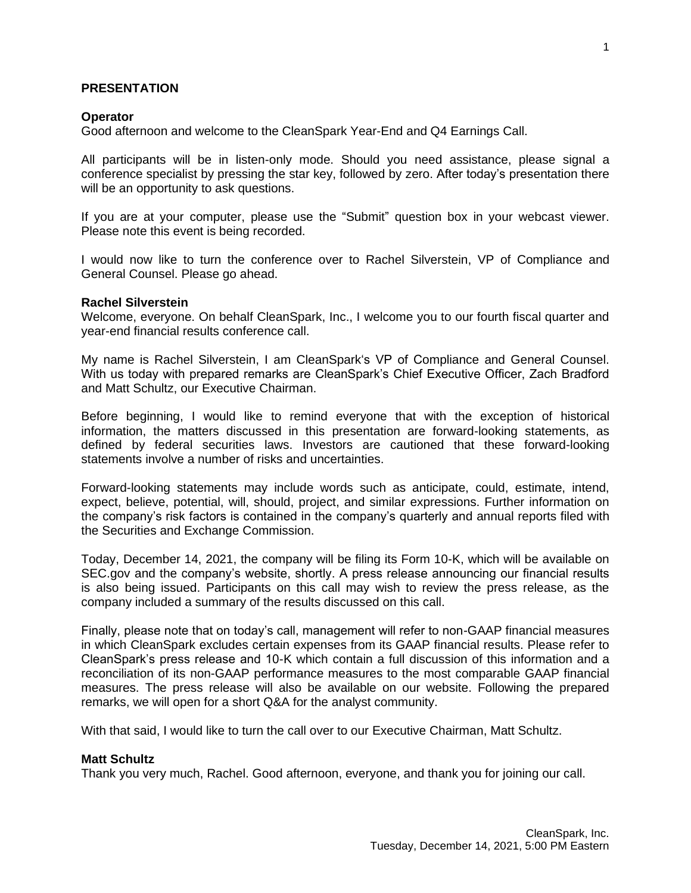## PRESENTATION

**Operator**
Good afternoon and welcome to the CleanSpark Year-End and Q4 Earnings Call.

All participants will be in listen-only mode. Should you need assistance, please signal a conference specialist by pressing the star key, followed by zero. After today's presentation there will be an opportunity to ask questions.

If you are at your computer, please use the "Submit" question box in your webcast viewer. Please note this event is being recorded.

I would now like to turn the conference over to Rachel Silverstein, VP of Compliance and General Counsel. Please go ahead.

**Rachel Silverstein**
Welcome, everyone. On behalf CleanSpark, Inc., I welcome you to our fourth fiscal quarter and year-end financial results conference call.

My name is Rachel Silverstein, I am CleanSpark's VP of Compliance and General Counsel. With us today with prepared remarks are CleanSpark's Chief Executive Officer, Zach Bradford and Matt Schultz, our Executive Chairman.

Before beginning, I would like to remind everyone that with the exception of historical information, the matters discussed in this presentation are forward-looking statements, as defined by federal securities laws. Investors are cautioned that these forward-looking statements involve a number of risks and uncertainties.

Forward-looking statements may include words such as anticipate, could, estimate, intend, expect, believe, potential, will, should, project, and similar expressions. Further information on the company's risk factors is contained in the company's quarterly and annual reports filed with the Securities and Exchange Commission.

Today, December 14, 2021, the company will be filing its Form 10-K, which will be available on SEC.gov and the company's website, shortly. A press release announcing our financial results is also being issued. Participants on this call may wish to review the press release, as the company included a summary of the results discussed on this call.

Finally, please note that on today's call, management will refer to non-GAAP financial measures in which CleanSpark excludes certain expenses from its GAAP financial results. Please refer to CleanSpark's press release and 10-K which contain a full discussion of this information and a reconciliation of its non-GAAP performance measures to the most comparable GAAP financial measures. The press release will also be available on our website. Following the prepared remarks, we will open for a short Q&A for the analyst community.

With that said, I would like to turn the call over to our Executive Chairman, Matt Schultz.

**Matt Schultz**
Thank you very much, Rachel. Good afternoon, everyone, and thank you for joining our call.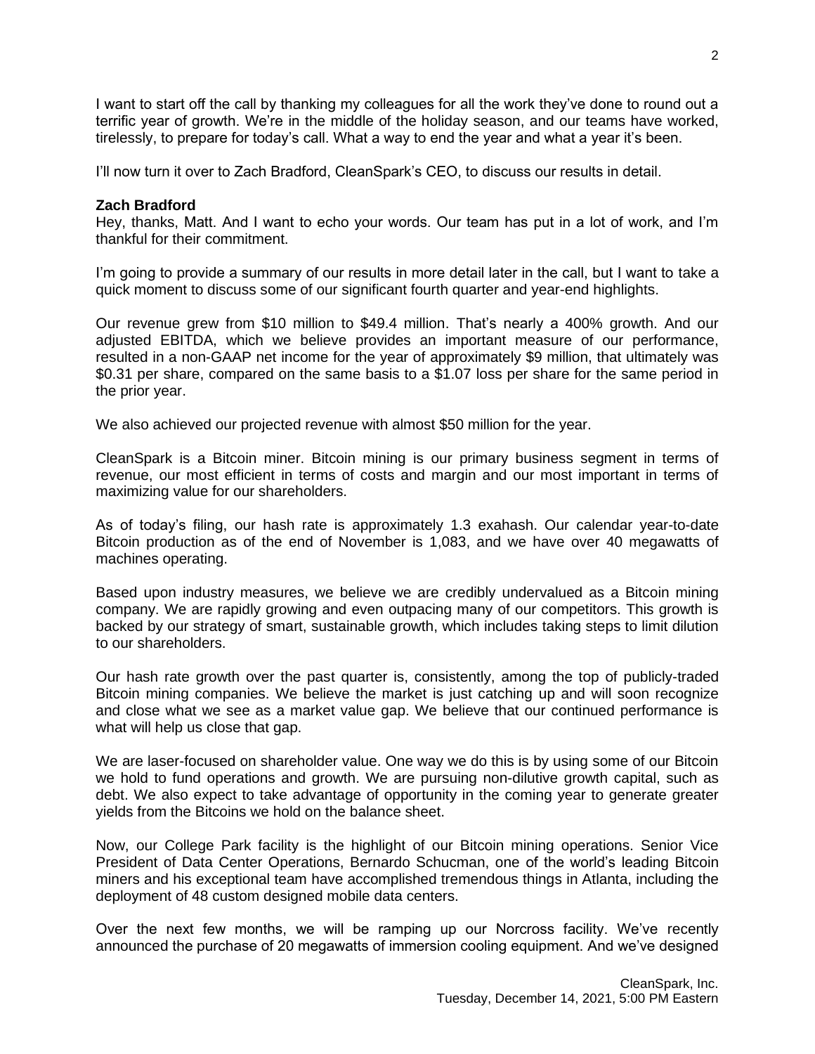I want to start off the call by thanking my colleagues for all the work they've done to round out a terrific year of growth. We're in the middle of the holiday season, and our teams have worked, tirelessly, to prepare for today's call. What a way to end the year and what a year it's been.

I'll now turn it over to Zach Bradford, CleanSpark's CEO, to discuss our results in detail.

**Zach Bradford**
Hey, thanks, Matt. And I want to echo your words. Our team has put in a lot of work, and I'm thankful for their commitment.

I'm going to provide a summary of our results in more detail later in the call, but I want to take a quick moment to discuss some of our significant fourth quarter and year-end highlights.

Our revenue grew from $10 million to $49.4 million. That's nearly a 400% growth. And our adjusted EBITDA, which we believe provides an important measure of our performance, resulted in a non-GAAP net income for the year of approximately $9 million, that ultimately was $0.31 per share, compared on the same basis to a $1.07 loss per share for the same period in the prior year.

We also achieved our projected revenue with almost $50 million for the year.

CleanSpark is a Bitcoin miner. Bitcoin mining is our primary business segment in terms of revenue, our most efficient in terms of costs and margin and our most important in terms of maximizing value for our shareholders.

As of today's filing, our hash rate is approximately 1.3 exahash. Our calendar year-to-date Bitcoin production as of the end of November is 1,083, and we have over 40 megawatts of machines operating.

Based upon industry measures, we believe we are credibly undervalued as a Bitcoin mining company. We are rapidly growing and even outpacing many of our competitors. This growth is backed by our strategy of smart, sustainable growth, which includes taking steps to limit dilution to our shareholders.

Our hash rate growth over the past quarter is, consistently, among the top of publicly-traded Bitcoin mining companies. We believe the market is just catching up and will soon recognize and close what we see as a market value gap. We believe that our continued performance is what will help us close that gap.

We are laser-focused on shareholder value. One way we do this is by using some of our Bitcoin we hold to fund operations and growth. We are pursuing non-dilutive growth capital, such as debt. We also expect to take advantage of opportunity in the coming year to generate greater yields from the Bitcoins we hold on the balance sheet.

Now, our College Park facility is the highlight of our Bitcoin mining operations. Senior Vice President of Data Center Operations, Bernardo Schucman, one of the world's leading Bitcoin miners and his exceptional team have accomplished tremendous things in Atlanta, including the deployment of 48 custom designed mobile data centers.

Over the next few months, we will be ramping up our Norcross facility. We've recently announced the purchase of 20 megawatts of immersion cooling equipment. And we've designed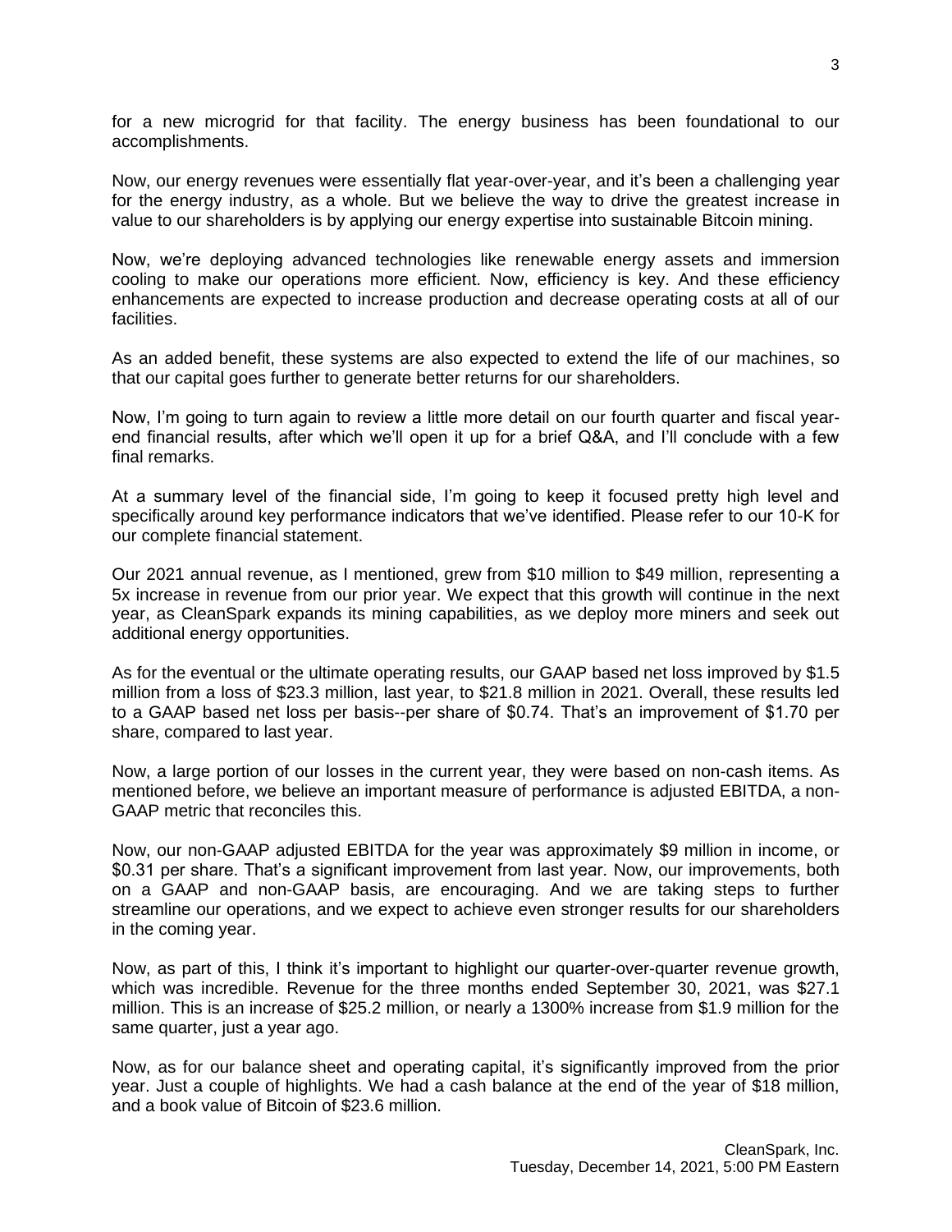for a new microgrid for that facility. The energy business has been foundational to our accomplishments.

Now, our energy revenues were essentially flat year-over-year, and it's been a challenging year for the energy industry, as a whole. But we believe the way to drive the greatest increase in value to our shareholders is by applying our energy expertise into sustainable Bitcoin mining.

Now, we're deploying advanced technologies like renewable energy assets and immersion cooling to make our operations more efficient. Now, efficiency is key. And these efficiency enhancements are expected to increase production and decrease operating costs at all of our facilities.

As an added benefit, these systems are also expected to extend the life of our machines, so that our capital goes further to generate better returns for our shareholders.

Now, I'm going to turn again to review a little more detail on our fourth quarter and fiscal year-end financial results, after which we'll open it up for a brief Q&A, and I'll conclude with a few final remarks.

At a summary level of the financial side, I'm going to keep it focused pretty high level and specifically around key performance indicators that we've identified. Please refer to our 10-K for our complete financial statement.

Our 2021 annual revenue, as I mentioned, grew from $10 million to $49 million, representing a 5x increase in revenue from our prior year. We expect that this growth will continue in the next year, as CleanSpark expands its mining capabilities, as we deploy more miners and seek out additional energy opportunities.

As for the eventual or the ultimate operating results, our GAAP based net loss improved by $1.5 million from a loss of $23.3 million, last year, to $21.8 million in 2021. Overall, these results led to a GAAP based net loss per basis--per share of $0.74. That's an improvement of $1.70 per share, compared to last year.

Now, a large portion of our losses in the current year, they were based on non-cash items. As mentioned before, we believe an important measure of performance is adjusted EBITDA, a non-GAAP metric that reconciles this.

Now, our non-GAAP adjusted EBITDA for the year was approximately $9 million in income, or $0.31 per share. That's a significant improvement from last year. Now, our improvements, both on a GAAP and non-GAAP basis, are encouraging. And we are taking steps to further streamline our operations, and we expect to achieve even stronger results for our shareholders in the coming year.

Now, as part of this, I think it's important to highlight our quarter-over-quarter revenue growth, which was incredible. Revenue for the three months ended September 30, 2021, was $27.1 million. This is an increase of $25.2 million, or nearly a 1300% increase from $1.9 million for the same quarter, just a year ago.

Now, as for our balance sheet and operating capital, it's significantly improved from the prior year. Just a couple of highlights. We had a cash balance at the end of the year of $18 million, and a book value of Bitcoin of $23.6 million.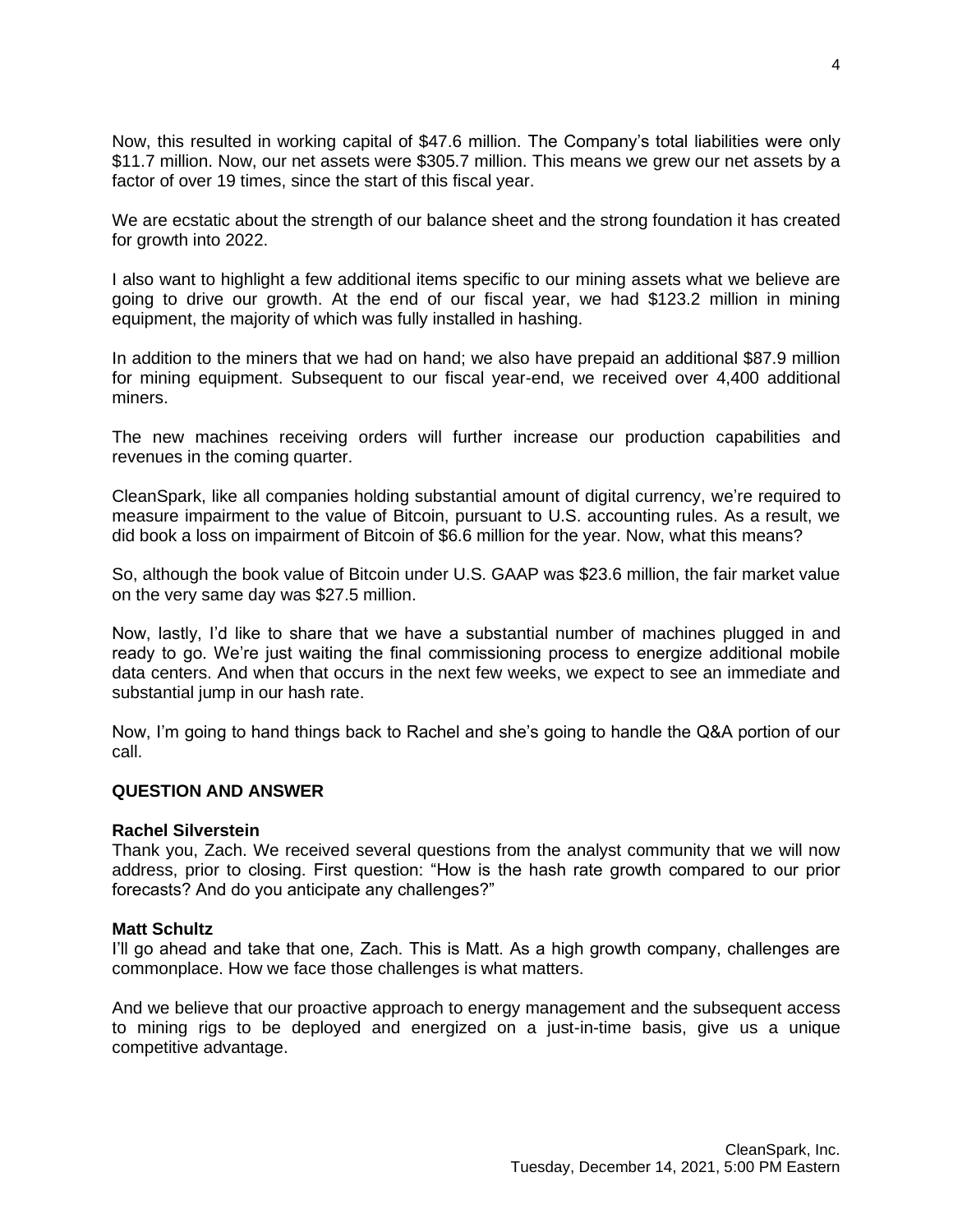Now, this resulted in working capital of $47.6 million. The Company's total liabilities were only $11.7 million. Now, our net assets were $305.7 million. This means we grew our net assets by a factor of over 19 times, since the start of this fiscal year.

We are ecstatic about the strength of our balance sheet and the strong foundation it has created for growth into 2022.

I also want to highlight a few additional items specific to our mining assets what we believe are going to drive our growth. At the end of our fiscal year, we had $123.2 million in mining equipment, the majority of which was fully installed in hashing.

In addition to the miners that we had on hand; we also have prepaid an additional $87.9 million for mining equipment. Subsequent to our fiscal year-end, we received over 4,400 additional miners.

The new machines receiving orders will further increase our production capabilities and revenues in the coming quarter.

CleanSpark, like all companies holding substantial amount of digital currency, we're required to measure impairment to the value of Bitcoin, pursuant to U.S. accounting rules. As a result, we did book a loss on impairment of Bitcoin of $6.6 million for the year. Now, what this means?

So, although the book value of Bitcoin under U.S. GAAP was $23.6 million, the fair market value on the very same day was $27.5 million.

Now, lastly, I'd like to share that we have a substantial number of machines plugged in and ready to go. We're just waiting the final commissioning process to energize additional mobile data centers. And when that occurs in the next few weeks, we expect to see an immediate and substantial jump in our hash rate.

Now, I'm going to hand things back to Rachel and she's going to handle the Q&A portion of our call.

**QUESTION AND ANSWER**

**Rachel Silverstein**
Thank you, Zach. We received several questions from the analyst community that we will now address, prior to closing. First question: "How is the hash rate growth compared to our prior forecasts? And do you anticipate any challenges?"

**Matt Schultz**
I'll go ahead and take that one, Zach. This is Matt. As a high growth company, challenges are commonplace. How we face those challenges is what matters.

And we believe that our proactive approach to energy management and the subsequent access to mining rigs to be deployed and energized on a just-in-time basis, give us a unique competitive advantage.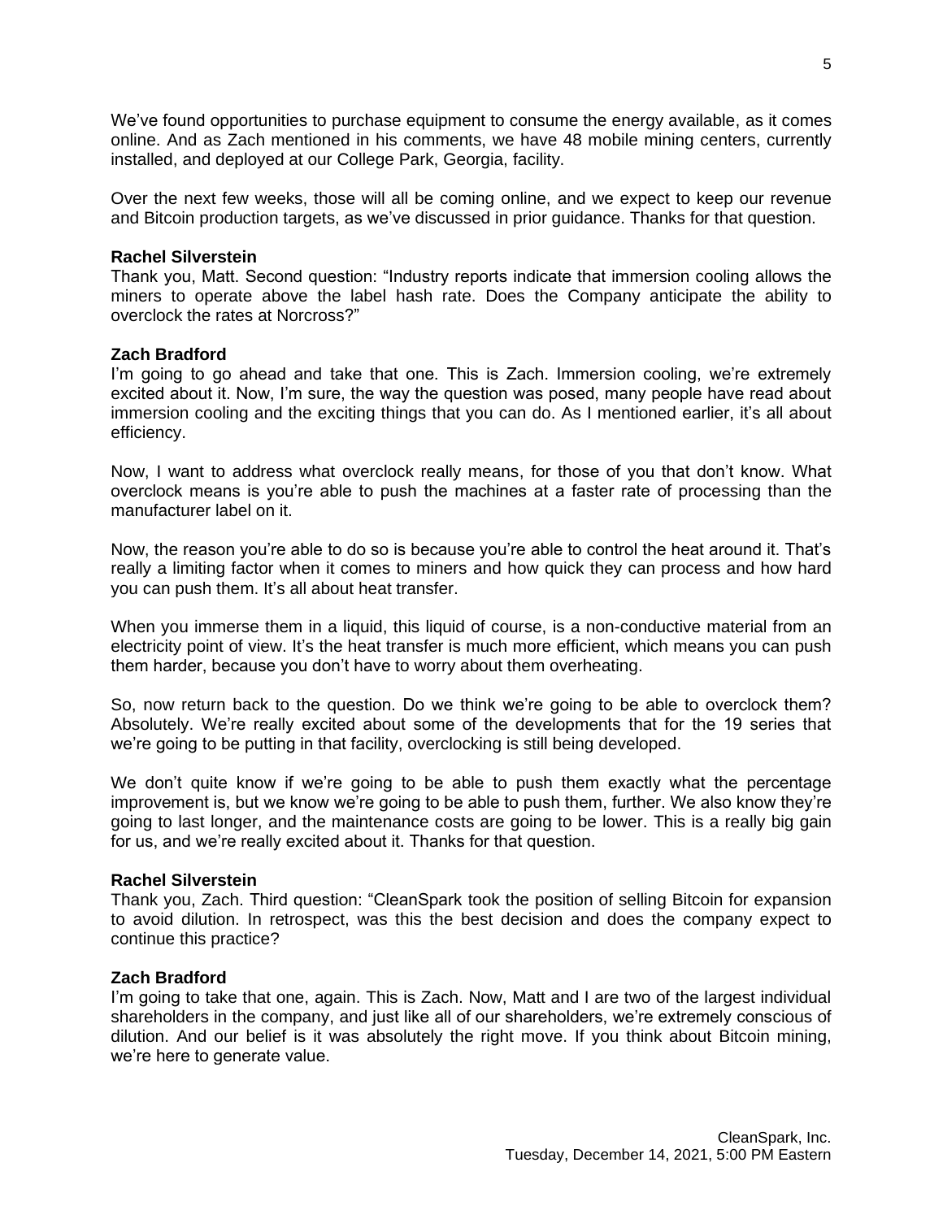We've found opportunities to purchase equipment to consume the energy available, as it comes online. And as Zach mentioned in his comments, we have 48 mobile mining centers, currently installed, and deployed at our College Park, Georgia, facility.

Over the next few weeks, those will all be coming online, and we expect to keep our revenue and Bitcoin production targets, as we've discussed in prior guidance. Thanks for that question.

**Rachel Silverstein**
Thank you, Matt. Second question: "Industry reports indicate that immersion cooling allows the miners to operate above the label hash rate. Does the Company anticipate the ability to overclock the rates at Norcross?"

**Zach Bradford**
I'm going to go ahead and take that one. This is Zach. Immersion cooling, we're extremely excited about it. Now, I'm sure, the way the question was posed, many people have read about immersion cooling and the exciting things that you can do. As I mentioned earlier, it's all about efficiency.

Now, I want to address what overclock really means, for those of you that don't know. What overclock means is you're able to push the machines at a faster rate of processing than the manufacturer label on it.

Now, the reason you're able to do so is because you're able to control the heat around it. That's really a limiting factor when it comes to miners and how quick they can process and how hard you can push them. It's all about heat transfer.

When you immerse them in a liquid, this liquid of course, is a non-conductive material from an electricity point of view. It's the heat transfer is much more efficient, which means you can push them harder, because you don't have to worry about them overheating.

So, now return back to the question. Do we think we're going to be able to overclock them? Absolutely. We're really excited about some of the developments that for the 19 series that we're going to be putting in that facility, overclocking is still being developed.

We don't quite know if we're going to be able to push them exactly what the percentage improvement is, but we know we're going to be able to push them, further. We also know they're going to last longer, and the maintenance costs are going to be lower. This is a really big gain for us, and we're really excited about it. Thanks for that question.

**Rachel Silverstein**
Thank you, Zach. Third question: "CleanSpark took the position of selling Bitcoin for expansion to avoid dilution. In retrospect, was this the best decision and does the company expect to continue this practice?

**Zach Bradford**
I'm going to take that one, again. This is Zach. Now, Matt and I are two of the largest individual shareholders in the company, and just like all of our shareholders, we're extremely conscious of dilution. And our belief is it was absolutely the right move. If you think about Bitcoin mining, we're here to generate value.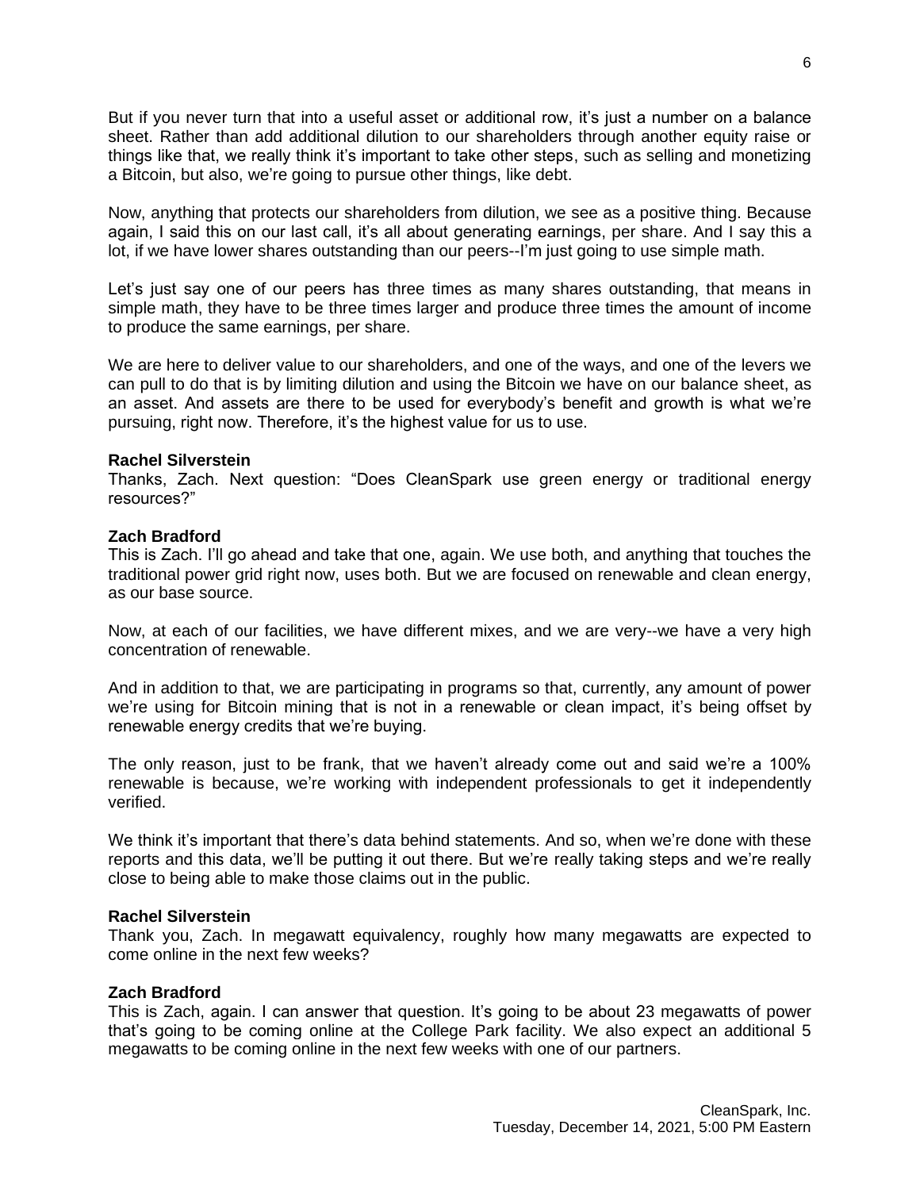But if you never turn that into a useful asset or additional row, it's just a number on a balance sheet. Rather than add additional dilution to our shareholders through another equity raise or things like that, we really think it's important to take other steps, such as selling and monetizing a Bitcoin, but also, we're going to pursue other things, like debt.

Now, anything that protects our shareholders from dilution, we see as a positive thing. Because again, I said this on our last call, it's all about generating earnings, per share. And I say this a lot, if we have lower shares outstanding than our peers--I'm just going to use simple math.

Let's just say one of our peers has three times as many shares outstanding, that means in simple math, they have to be three times larger and produce three times the amount of income to produce the same earnings, per share.

We are here to deliver value to our shareholders, and one of the ways, and one of the levers we can pull to do that is by limiting dilution and using the Bitcoin we have on our balance sheet, as an asset. And assets are there to be used for everybody's benefit and growth is what we're pursuing, right now. Therefore, it's the highest value for us to use.

**Rachel Silverstein**
Thanks, Zach. Next question: "Does CleanSpark use green energy or traditional energy resources?"

**Zach Bradford**
This is Zach. I'll go ahead and take that one, again. We use both, and anything that touches the traditional power grid right now, uses both. But we are focused on renewable and clean energy, as our base source.

Now, at each of our facilities, we have different mixes, and we are very--we have a very high concentration of renewable.

And in addition to that, we are participating in programs so that, currently, any amount of power we're using for Bitcoin mining that is not in a renewable or clean impact, it's being offset by renewable energy credits that we're buying.

The only reason, just to be frank, that we haven't already come out and said we're a 100% renewable is because, we're working with independent professionals to get it independently verified.

We think it's important that there's data behind statements. And so, when we're done with these reports and this data, we'll be putting it out there. But we're really taking steps and we're really close to being able to make those claims out in the public.

**Rachel Silverstein**
Thank you, Zach. In megawatt equivalency, roughly how many megawatts are expected to come online in the next few weeks?

**Zach Bradford**
This is Zach, again. I can answer that question. It's going to be about 23 megawatts of power that's going to be coming online at the College Park facility. We also expect an additional 5 megawatts to be coming online in the next few weeks with one of our partners.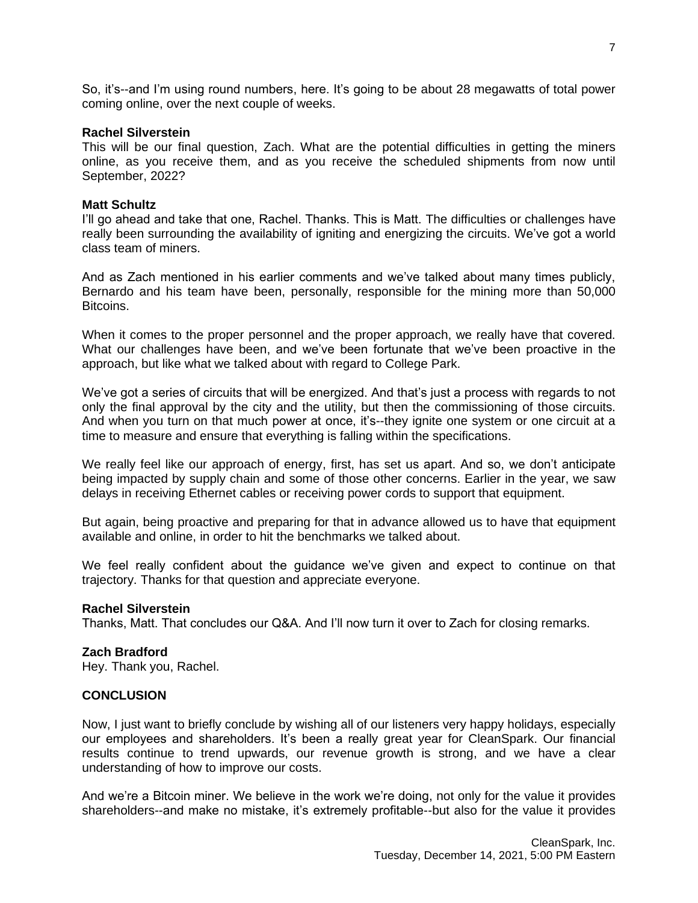So, it's--and I'm using round numbers, here. It's going to be about 28 megawatts of total power coming online, over the next couple of weeks.

**Rachel Silverstein**
This will be our final question, Zach. What are the potential difficulties in getting the miners online, as you receive them, and as you receive the scheduled shipments from now until September, 2022?

**Matt Schultz**
I'll go ahead and take that one, Rachel. Thanks. This is Matt. The difficulties or challenges have really been surrounding the availability of igniting and energizing the circuits. We've got a world class team of miners.

And as Zach mentioned in his earlier comments and we've talked about many times publicly, Bernardo and his team have been, personally, responsible for the mining more than 50,000 Bitcoins.

When it comes to the proper personnel and the proper approach, we really have that covered. What our challenges have been, and we've been fortunate that we've been proactive in the approach, but like what we talked about with regard to College Park.

We've got a series of circuits that will be energized. And that's just a process with regards to not only the final approval by the city and the utility, but then the commissioning of those circuits. And when you turn on that much power at once, it's--they ignite one system or one circuit at a time to measure and ensure that everything is falling within the specifications.

We really feel like our approach of energy, first, has set us apart. And so, we don't anticipate being impacted by supply chain and some of those other concerns. Earlier in the year, we saw delays in receiving Ethernet cables or receiving power cords to support that equipment.

But again, being proactive and preparing for that in advance allowed us to have that equipment available and online, in order to hit the benchmarks we talked about.

We feel really confident about the guidance we've given and expect to continue on that trajectory. Thanks for that question and appreciate everyone.

**Rachel Silverstein**
Thanks, Matt. That concludes our Q&A. And I'll now turn it over to Zach for closing remarks.

**Zach Bradford**
Hey. Thank you, Rachel.

## CONCLUSION

Now, I just want to briefly conclude by wishing all of our listeners very happy holidays, especially our employees and shareholders. It's been a really great year for CleanSpark. Our financial results continue to trend upwards, our revenue growth is strong, and we have a clear understanding of how to improve our costs.

And we're a Bitcoin miner. We believe in the work we're doing, not only for the value it provides shareholders--and make no mistake, it's extremely profitable--but also for the value it provides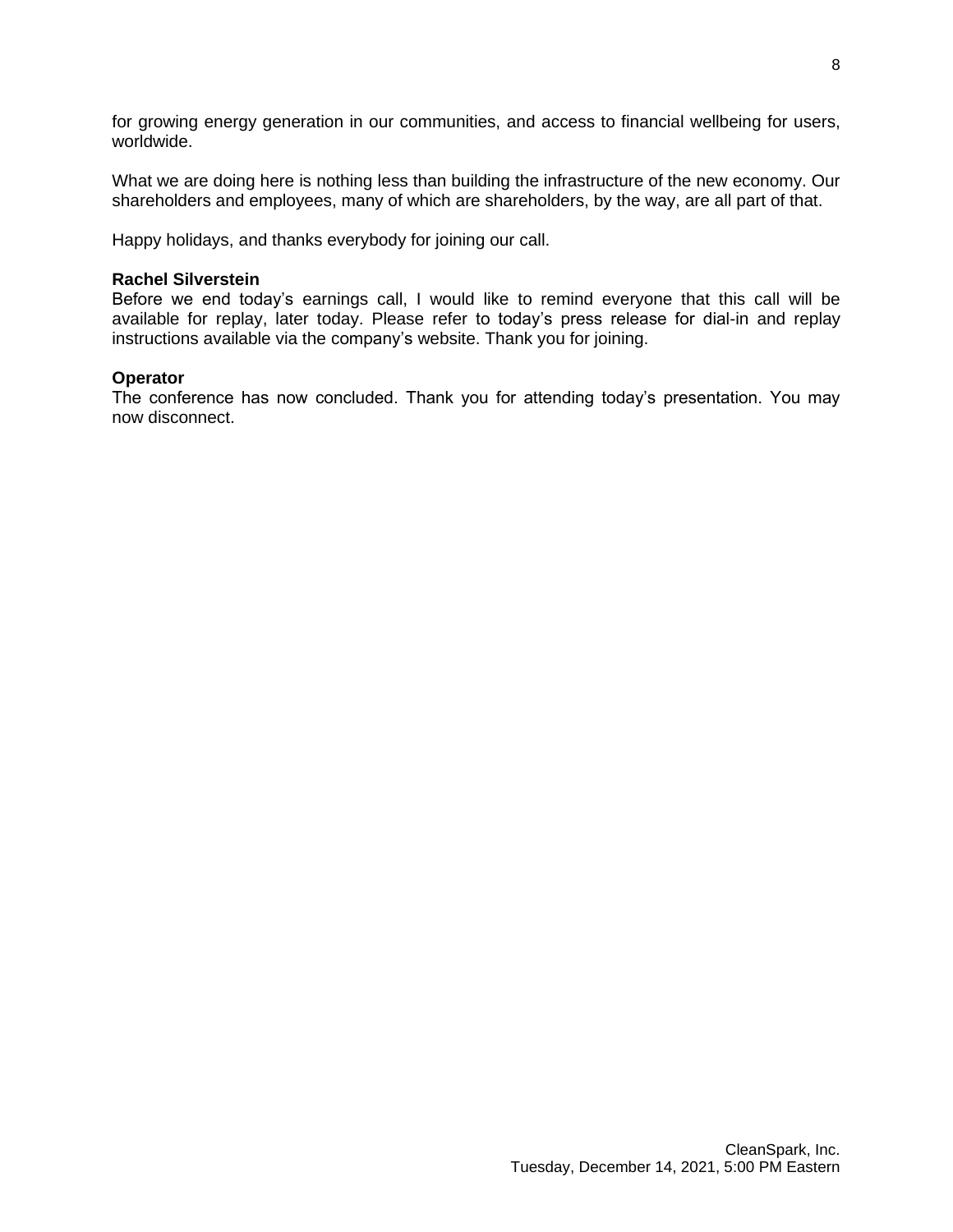for growing energy generation in our communities, and access to financial wellbeing for users, worldwide.

What we are doing here is nothing less than building the infrastructure of the new economy. Our shareholders and employees, many of which are shareholders, by the way, are all part of that.

Happy holidays, and thanks everybody for joining our call.

**Rachel Silverstein**
Before we end today's earnings call, I would like to remind everyone that this call will be available for replay, later today. Please refer to today's press release for dial-in and replay instructions available via the company's website. Thank you for joining.

**Operator**
The conference has now concluded. Thank you for attending today's presentation. You may now disconnect.